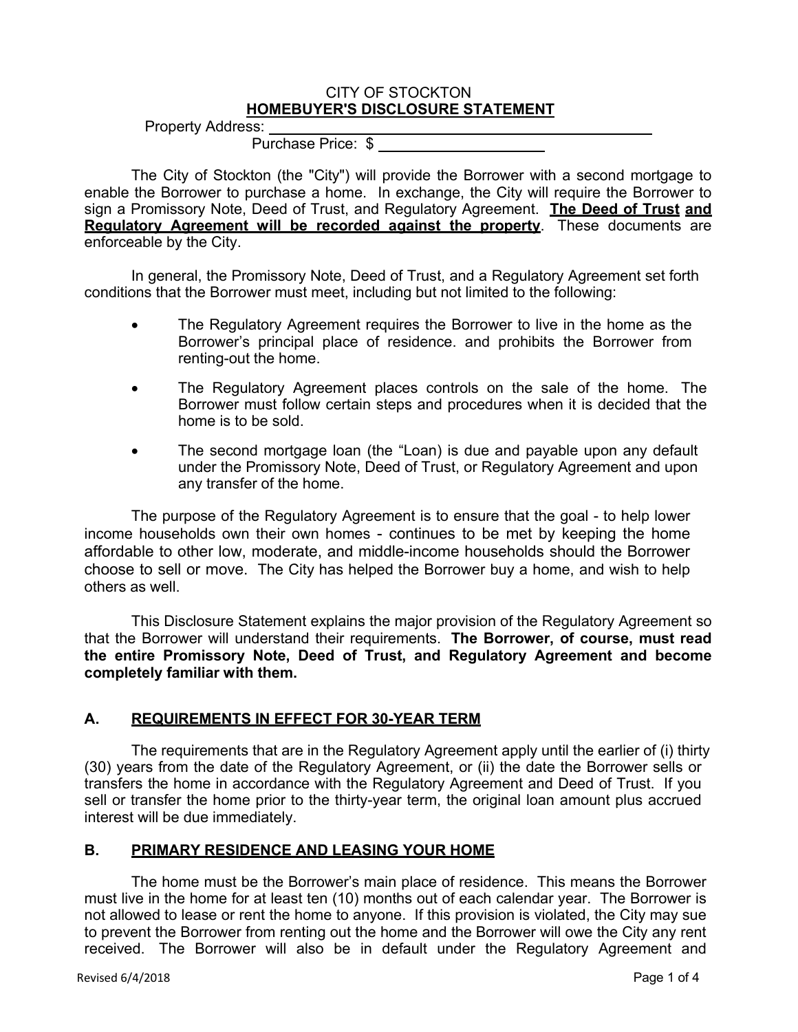CITY OF STOCKTON

# HOMEBUYER'S DISCLOSURE STATEMENT

Property Address: ____________________________________________

Purchase Price: $ ____________________

The City of Stockton (the "City") will provide the Borrower with a second mortgage to enable the Borrower to purchase a home. In exchange, the City will require the Borrower to sign a Promissory Note, Deed of Trust, and Regulatory Agreement. **The Deed of Trust and Regulatory Agreement will be recorded against the property**. These documents are enforceable by the City.

In general, the Promissory Note, Deed of Trust, and a Regulatory Agreement set forth conditions that the Borrower must meet, including but not limited to the following:

- The Regulatory Agreement requires the Borrower to live in the home as the Borrower's principal place of residence. and prohibits the Borrower from renting-out the home.
- The Regulatory Agreement places controls on the sale of the home. The Borrower must follow certain steps and procedures when it is decided that the home is to be sold.
- The second mortgage loan (the "Loan) is due and payable upon any default under the Promissory Note, Deed of Trust, or Regulatory Agreement and upon any transfer of the home.

The purpose of the Regulatory Agreement is to ensure that the goal - to help lower income households own their own homes - continues to be met by keeping the home affordable to other low, moderate, and middle-income households should the Borrower choose to sell or move. The City has helped the Borrower buy a home, and wish to help others as well.

This Disclosure Statement explains the major provision of the Regulatory Agreement so that the Borrower will understand their requirements. **The Borrower, of course, must read the entire Promissory Note, Deed of Trust, and Regulatory Agreement and become completely familiar with them.**

## A. REQUIREMENTS IN EFFECT FOR 30-YEAR TERM

The requirements that are in the Regulatory Agreement apply until the earlier of (i) thirty (30) years from the date of the Regulatory Agreement, or (ii) the date the Borrower sells or transfers the home in accordance with the Regulatory Agreement and Deed of Trust. If you sell or transfer the home prior to the thirty-year term, the original loan amount plus accrued interest will be due immediately.

## B. PRIMARY RESIDENCE AND LEASING YOUR HOME

The home must be the Borrower's main place of residence. This means the Borrower must live in the home for at least ten (10) months out of each calendar year. The Borrower is not allowed to lease or rent the home to anyone. If this provision is violated, the City may sue to prevent the Borrower from renting out the home and the Borrower will owe the City any rent received. The Borrower will also be in default under the Regulatory Agreement and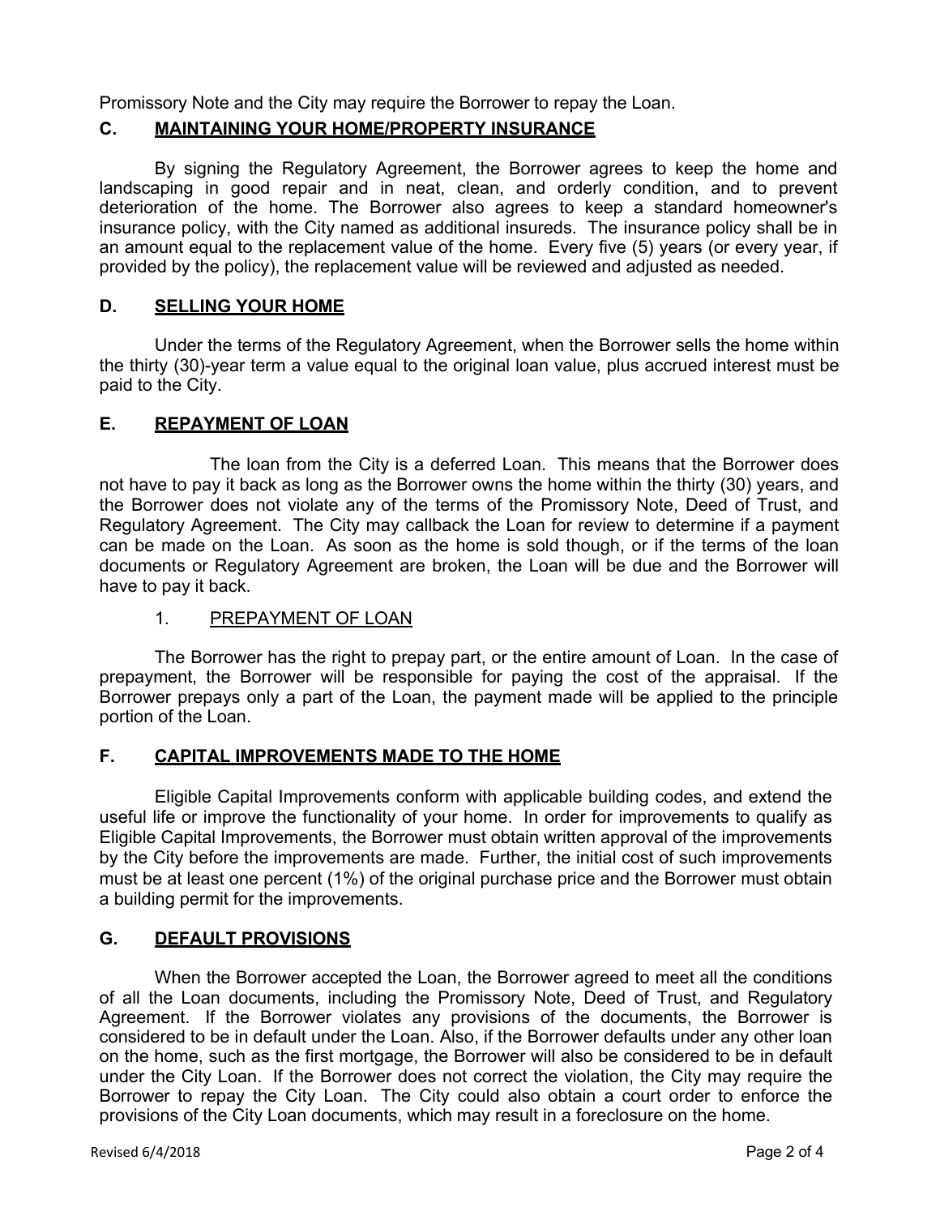Promissory Note and the City may require the Borrower to repay the Loan.

## C. MAINTAINING YOUR HOME/PROPERTY INSURANCE

By signing the Regulatory Agreement, the Borrower agrees to keep the home and landscaping in good repair and in neat, clean, and orderly condition, and to prevent deterioration of the home. The Borrower also agrees to keep a standard homeowner's insurance policy, with the City named as additional insureds. The insurance policy shall be in an amount equal to the replacement value of the home. Every five (5) years (or every year, if provided by the policy), the replacement value will be reviewed and adjusted as needed.

## D. SELLING YOUR HOME

Under the terms of the Regulatory Agreement, when the Borrower sells the home within the thirty (30)-year term a value equal to the original loan value, plus accrued interest must be paid to the City.

## E. REPAYMENT OF LOAN

The loan from the City is a deferred Loan. This means that the Borrower does not have to pay it back as long as the Borrower owns the home within the thirty (30) years, and the Borrower does not violate any of the terms of the Promissory Note, Deed of Trust, and Regulatory Agreement. The City may callback the Loan for review to determine if a payment can be made on the Loan. As soon as the home is sold though, or if the terms of the loan documents or Regulatory Agreement are broken, the Loan will be due and the Borrower will have to pay it back.

### 1. PREPAYMENT OF LOAN

The Borrower has the right to prepay part, or the entire amount of Loan. In the case of prepayment, the Borrower will be responsible for paying the cost of the appraisal. If the Borrower prepays only a part of the Loan, the payment made will be applied to the principle portion of the Loan.

## F. CAPITAL IMPROVEMENTS MADE TO THE HOME

Eligible Capital Improvements conform with applicable building codes, and extend the useful life or improve the functionality of your home. In order for improvements to qualify as Eligible Capital Improvements, the Borrower must obtain written approval of the improvements by the City before the improvements are made. Further, the initial cost of such improvements must be at least one percent (1%) of the original purchase price and the Borrower must obtain a building permit for the improvements.

## G. DEFAULT PROVISIONS

When the Borrower accepted the Loan, the Borrower agreed to meet all the conditions of all the Loan documents, including the Promissory Note, Deed of Trust, and Regulatory Agreement. If the Borrower violates any provisions of the documents, the Borrower is considered to be in default under the Loan. Also, if the Borrower defaults under any other loan on the home, such as the first mortgage, the Borrower will also be considered to be in default under the City Loan. If the Borrower does not correct the violation, the City may require the Borrower to repay the City Loan. The City could also obtain a court order to enforce the provisions of the City Loan documents, which may result in a foreclosure on the home.

Revised 6/4/2018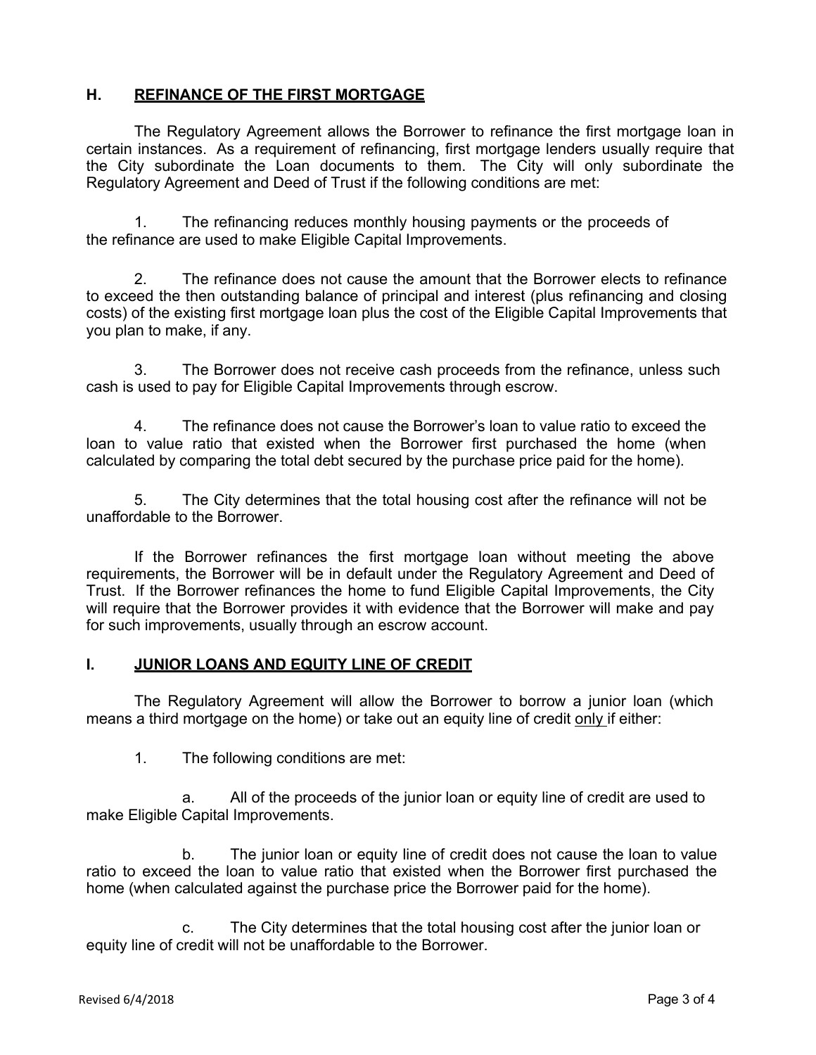## H. REFINANCE OF THE FIRST MORTGAGE

The Regulatory Agreement allows the Borrower to refinance the first mortgage loan in certain instances. As a requirement of refinancing, first mortgage lenders usually require that the City subordinate the Loan documents to them. The City will only subordinate the Regulatory Agreement and Deed of Trust if the following conditions are met:

1. The refinancing reduces monthly housing payments or the proceeds of the refinance are used to make Eligible Capital Improvements.

2. The refinance does not cause the amount that the Borrower elects to refinance to exceed the then outstanding balance of principal and interest (plus refinancing and closing costs) of the existing first mortgage loan plus the cost of the Eligible Capital Improvements that you plan to make, if any.

3. The Borrower does not receive cash proceeds from the refinance, unless such cash is used to pay for Eligible Capital Improvements through escrow.

4. The refinance does not cause the Borrower's loan to value ratio to exceed the loan to value ratio that existed when the Borrower first purchased the home (when calculated by comparing the total debt secured by the purchase price paid for the home).

5. The City determines that the total housing cost after the refinance will not be unaffordable to the Borrower.

If the Borrower refinances the first mortgage loan without meeting the above requirements, the Borrower will be in default under the Regulatory Agreement and Deed of Trust. If the Borrower refinances the home to fund Eligible Capital Improvements, the City will require that the Borrower provides it with evidence that the Borrower will make and pay for such improvements, usually through an escrow account.

## I. JUNIOR LOANS AND EQUITY LINE OF CREDIT

The Regulatory Agreement will allow the Borrower to borrow a junior loan (which means a third mortgage on the home) or take out an equity line of credit <u>only</u> if either:

1. The following conditions are met:

   a. All of the proceeds of the junior loan or equity line of credit are used to make Eligible Capital Improvements.

   b. The junior loan or equity line of credit does not cause the loan to value ratio to exceed the loan to value ratio that existed when the Borrower first purchased the home (when calculated against the purchase price the Borrower paid for the home).

   c. The City determines that the total housing cost after the junior loan or equity line of credit will not be unaffordable to the Borrower.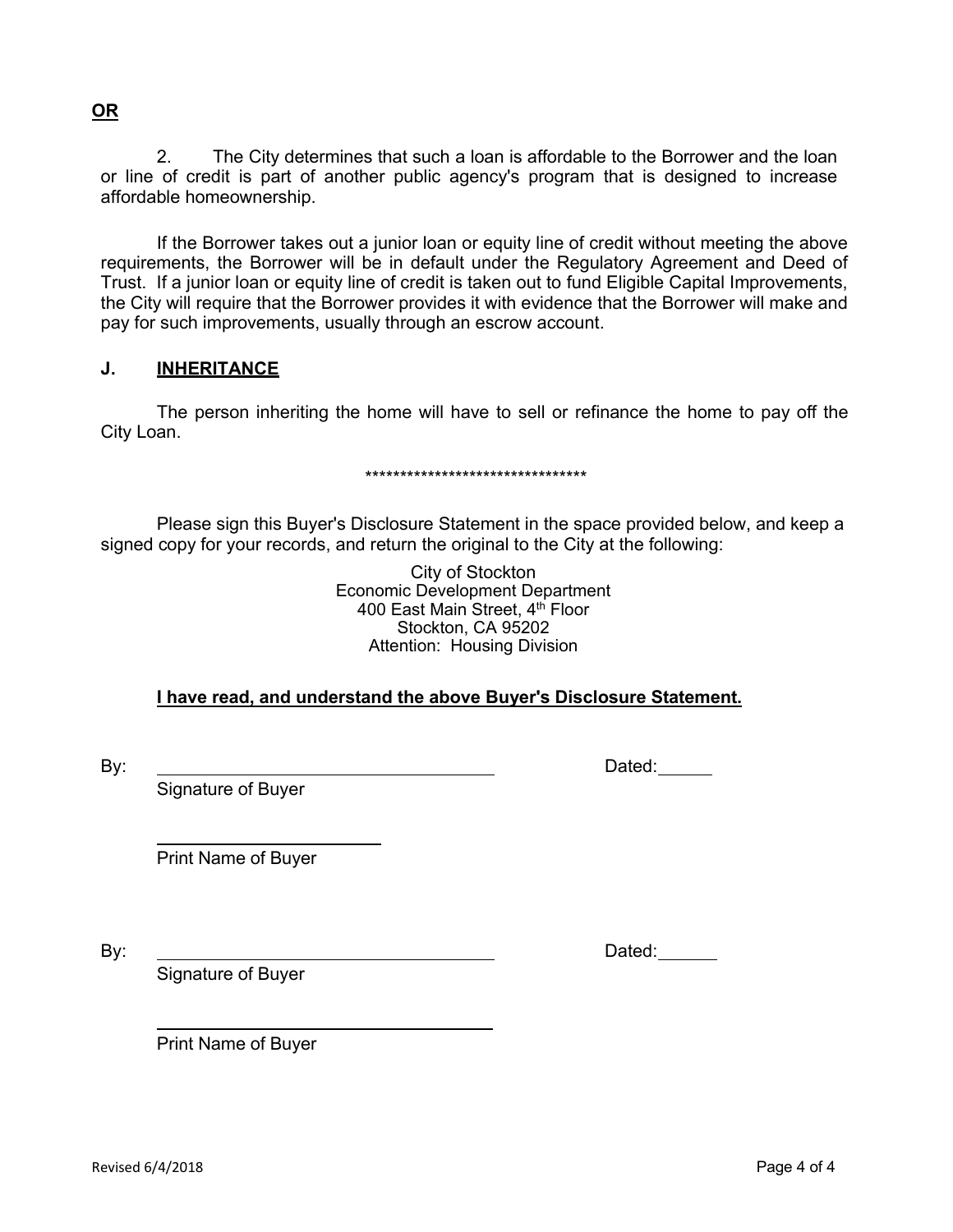**OR**

2. The City determines that such a loan is affordable to the Borrower and the loan or line of credit is part of another public agency's program that is designed to increase affordable homeownership.

If the Borrower takes out a junior loan or equity line of credit without meeting the above requirements, the Borrower will be in default under the Regulatory Agreement and Deed of Trust. If a junior loan or equity line of credit is taken out to fund Eligible Capital Improvements, the City will require that the Borrower provides it with evidence that the Borrower will make and pay for such improvements, usually through an escrow account.

### J. INHERITANCE

The person inheriting the home will have to sell or refinance the home to pay off the City Loan.

*********************************

Please sign this Buyer's Disclosure Statement in the space provided below, and keep a signed copy for your records, and return the original to the City at the following:

City of Stockton
Economic Development Department
400 East Main Street, 4th Floor
Stockton, CA 95202
Attention: Housing Division

**I have read, and understand the above Buyer's Disclosure Statement.**

By: ______________________________ Dated:______
Signature of Buyer

______________________________
Print Name of Buyer

By: ______________________________ Dated:______
Signature of Buyer

______________________________
Print Name of Buyer

Revised 6/4/2018